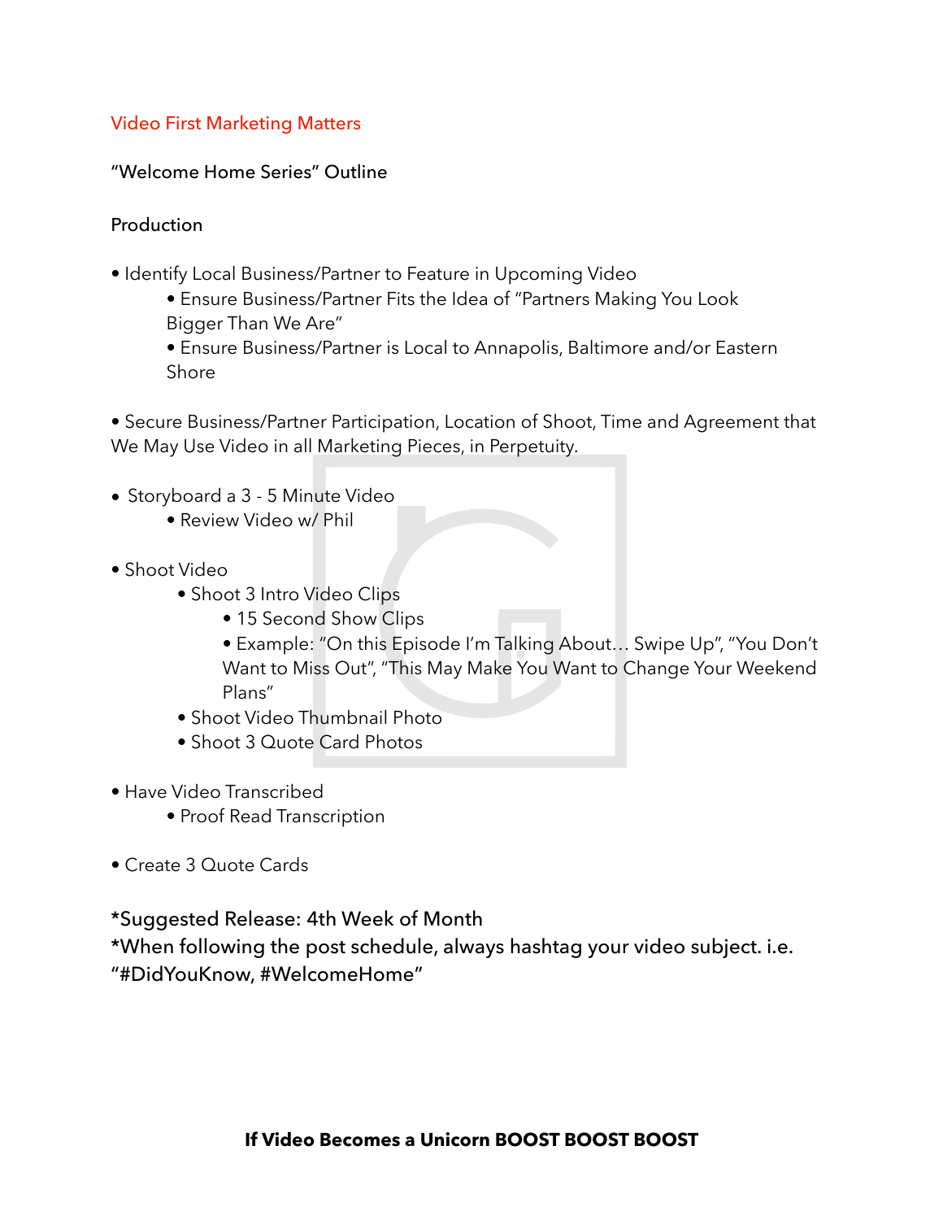# Video First Marketing Matters

## "Welcome Home Series" Outline

### Production

- Identify Local Business/Partner to Feature in Upcoming Video
    - Ensure Business/Partner Fits the Idea of "Partners Making You Look Bigger Than We Are"
    - Ensure Business/Partner is Local to Annapolis, Baltimore and/or Eastern Shore

- Secure Business/Partner Participation, Location of Shoot, Time and Agreement that We May Use Video in all Marketing Pieces, in Perpetuity.

- Storyboard a 3 - 5 Minute Video
    - Review Video w/ Phil

- Shoot Video
    - Shoot 3 Intro Video Clips
        - 15 Second Show Clips
        - Example: "On this Episode I'm Talking About… Swipe Up", "You Don't Want to Miss Out", "This May Make You Want to Change Your Weekend Plans"
    - Shoot Video Thumbnail Photo
    - Shoot 3 Quote Card Photos

- Have Video Transcribed
    - Proof Read Transcription

- Create 3 Quote Cards

*Suggested Release: 4th Week of Month
*When following the post schedule, always hashtag your video subject. i.e. "#DidYouKnow, #WelcomeHome"

**If Video Becomes a Unicorn BOOST BOOST BOOST**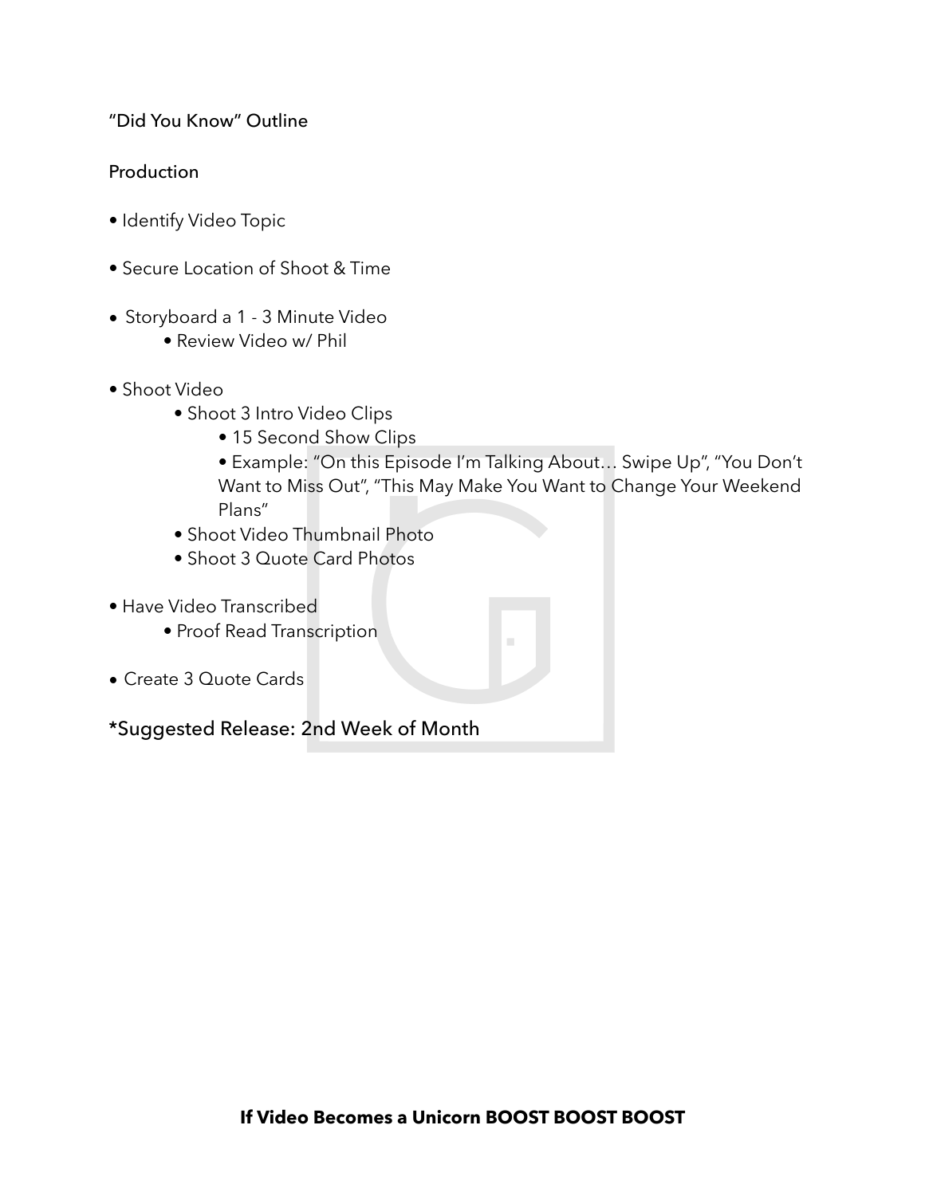"Did You Know" Outline

Production

- Identify Video Topic

- Secure Location of Shoot & Time

- Storyboard a 1 - 3 Minute Video
    - Review Video w/ Phil

- Shoot Video
    - Shoot 3 Intro Video Clips
        - 15 Second Show Clips
        - Example: "On this Episode I'm Talking About… Swipe Up", "You Don't Want to Miss Out", "This May Make You Want to Change Your Weekend Plans"
    - Shoot Video Thumbnail Photo
    - Shoot 3 Quote Card Photos

- Have Video Transcribed
    - Proof Read Transcription

- Create 3 Quote Cards

*Suggested Release: 2nd Week of Month

**If Video Becomes a Unicorn BOOST BOOST BOOST**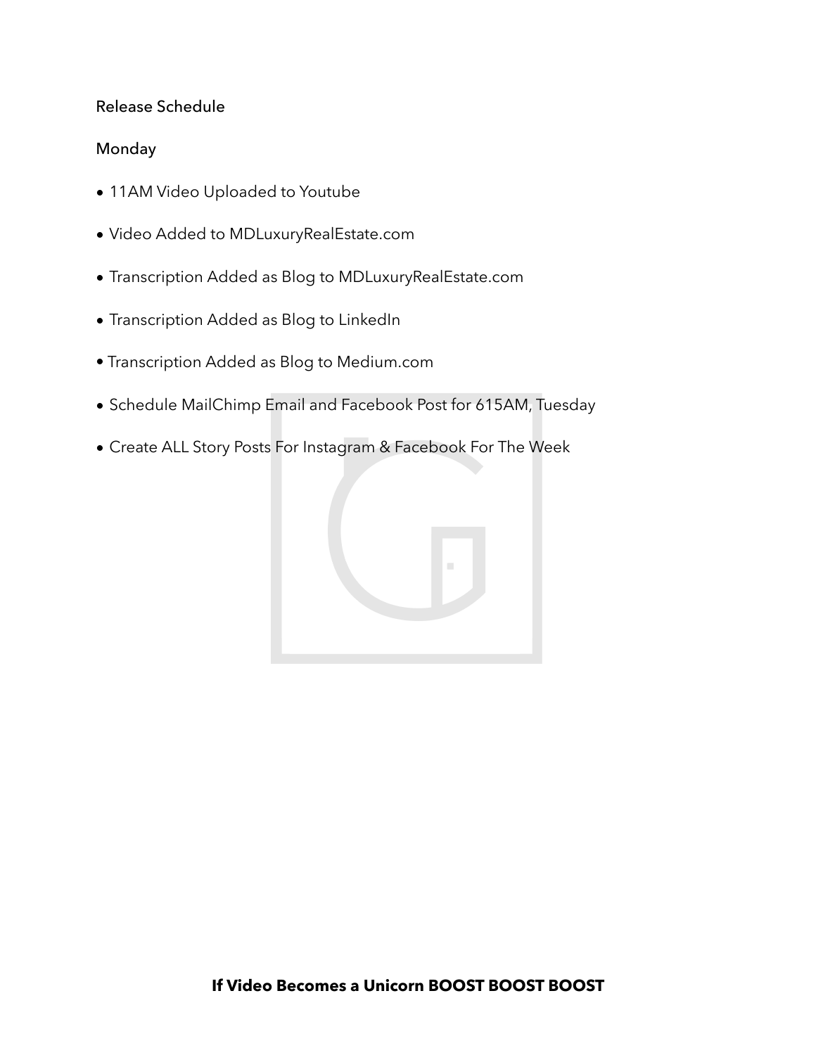Release Schedule

Monday

- 11AM Video Uploaded to Youtube
- Video Added to MDLuxuryRealEstate.com
- Transcription Added as Blog to MDLuxuryRealEstate.com
- Transcription Added as Blog to LinkedIn
- Transcription Added as Blog to Medium.com
- Schedule MailChimp Email and Facebook Post for 615AM, Tuesday
- Create ALL Story Posts For Instagram & Facebook For The Week

**If Video Becomes a Unicorn BOOST BOOST BOOST**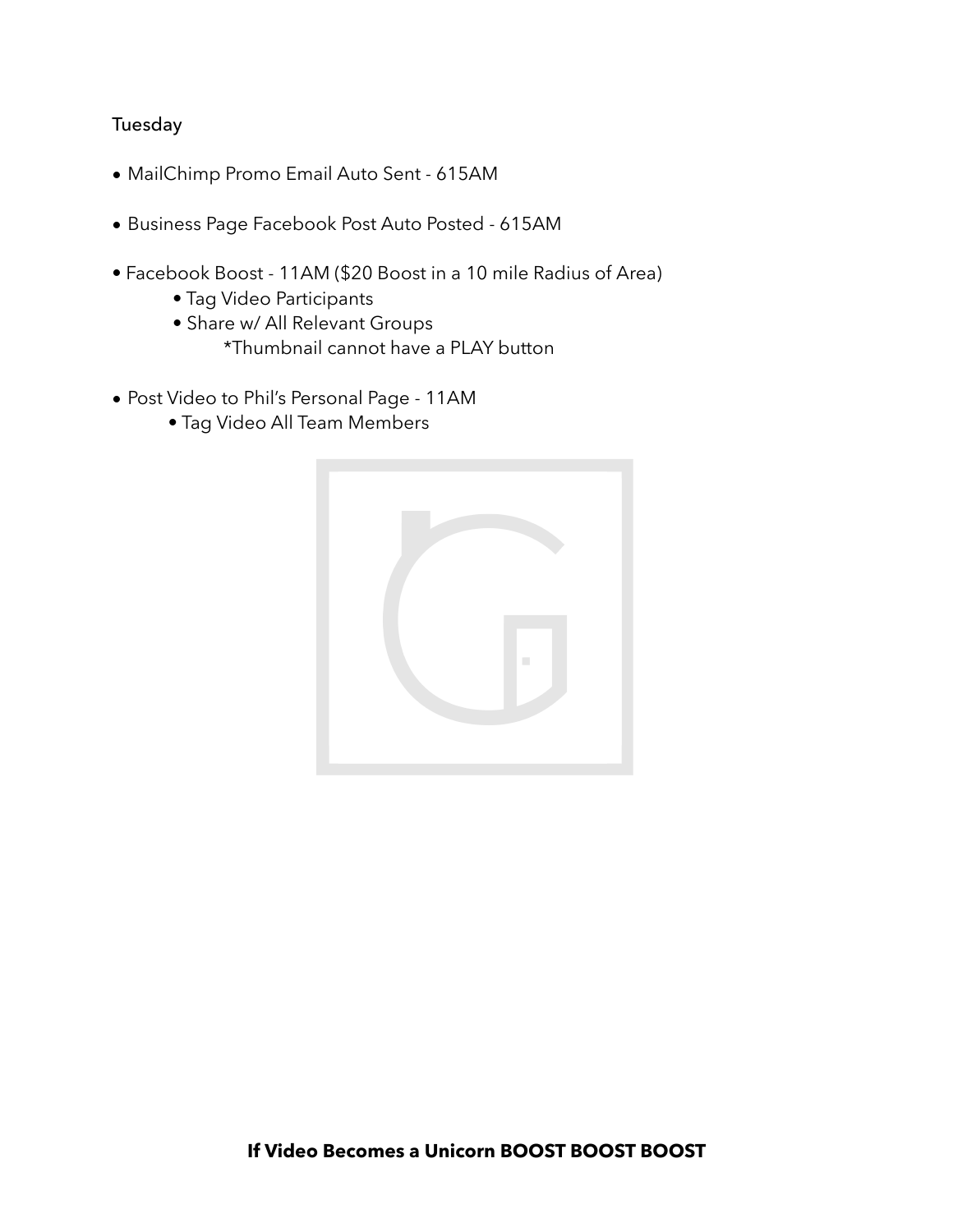Tuesday

- MailChimp Promo Email Auto Sent - 615AM

- Business Page Facebook Post Auto Posted - 615AM

- Facebook Boost - 11AM ($20 Boost in a 10 mile Radius of Area)
    - Tag Video Participants
    - Share w/ All Relevant Groups
        *Thumbnail cannot have a PLAY button

- Post Video to Phil's Personal Page - 11AM
    - Tag Video All Team Members

**If Video Becomes a Unicorn BOOST BOOST BOOST**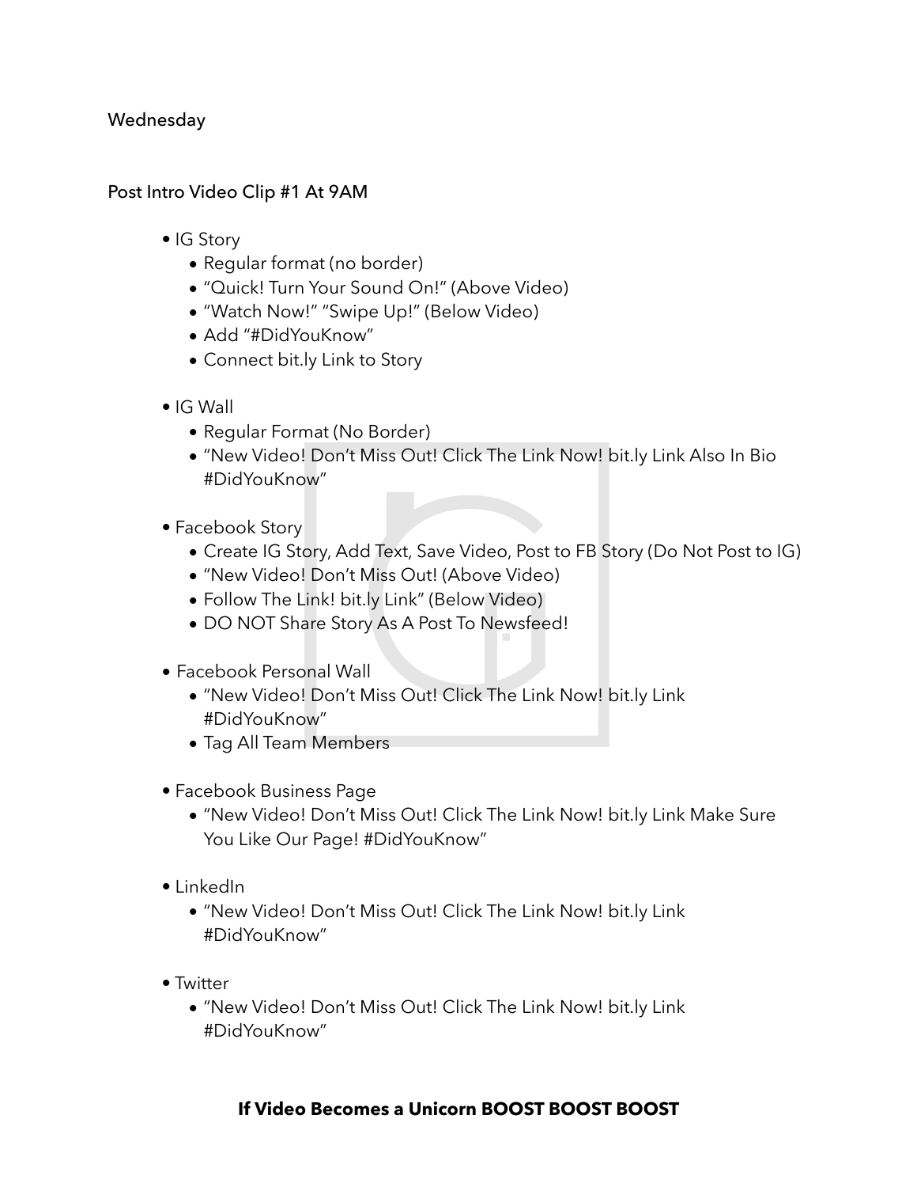Wednesday

Post Intro Video Clip #1 At 9AM

- IG Story
  - Regular format (no border)
  - “Quick! Turn Your Sound On!” (Above Video)
  - “Watch Now!” “Swipe Up!” (Below Video)
  - Add “#DidYouKnow”
  - Connect bit.ly Link to Story

- IG Wall
  - Regular Format (No Border)
  - “New Video! Don’t Miss Out! Click The Link Now! bit.ly Link Also In Bio #DidYouKnow”

- Facebook Story
  - Create IG Story, Add Text, Save Video, Post to FB Story (Do Not Post to IG)
  - “New Video! Don’t Miss Out! (Above Video)
  - Follow The Link! bit.ly Link” (Below Video)
  - DO NOT Share Story As A Post To Newsfeed!

- Facebook Personal Wall
  - “New Video! Don’t Miss Out! Click The Link Now! bit.ly Link #DidYouKnow”
  - Tag All Team Members

- Facebook Business Page
  - “New Video! Don’t Miss Out! Click The Link Now! bit.ly Link Make Sure You Like Our Page! #DidYouKnow”

- LinkedIn
  - “New Video! Don’t Miss Out! Click The Link Now! bit.ly Link #DidYouKnow”

- Twitter
  - “New Video! Don’t Miss Out! Click The Link Now! bit.ly Link #DidYouKnow”

**If Video Becomes a Unicorn BOOST BOOST BOOST**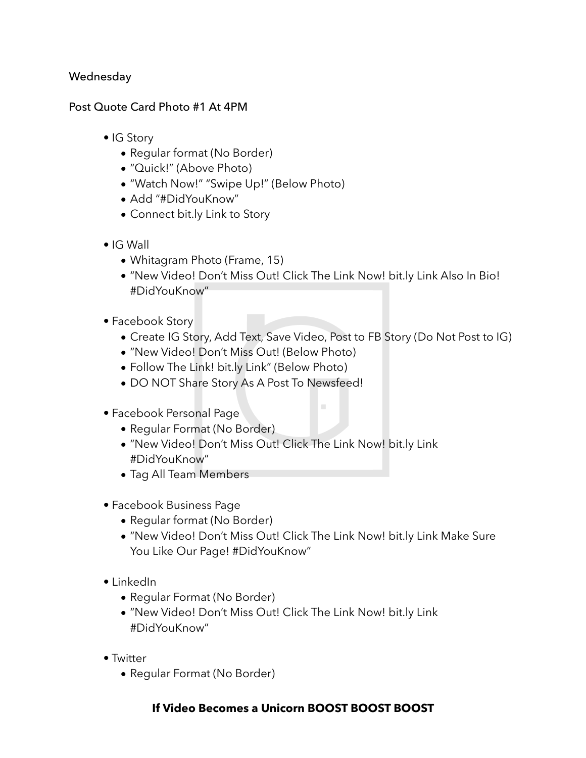Wednesday

Post Quote Card Photo #1 At 4PM

- IG Story
  - Regular format (No Border)
  - "Quick!" (Above Photo)
  - "Watch Now!" "Swipe Up!" (Below Photo)
  - Add "#DidYouKnow"
  - Connect bit.ly Link to Story

- IG Wall
  - Whitagram Photo (Frame, 15)
  - "New Video! Don't Miss Out! Click The Link Now! bit.ly Link Also In Bio! #DidYouKnow"

- Facebook Story
  - Create IG Story, Add Text, Save Video, Post to FB Story (Do Not Post to IG)
  - "New Video! Don't Miss Out! (Below Photo)
  - Follow The Link! bit.ly Link" (Below Photo)
  - DO NOT Share Story As A Post To Newsfeed!

- Facebook Personal Page
  - Regular Format (No Border)
  - "New Video! Don't Miss Out! Click The Link Now! bit.ly Link #DidYouKnow"
  - Tag All Team Members

- Facebook Business Page
  - Regular format (No Border)
  - "New Video! Don't Miss Out! Click The Link Now! bit.ly Link Make Sure You Like Our Page! #DidYouKnow"

- LinkedIn
  - Regular Format (No Border)
  - "New Video! Don't Miss Out! Click The Link Now! bit.ly Link #DidYouKnow"

- Twitter
  - Regular Format (No Border)

**If Video Becomes a Unicorn BOOST BOOST BOOST**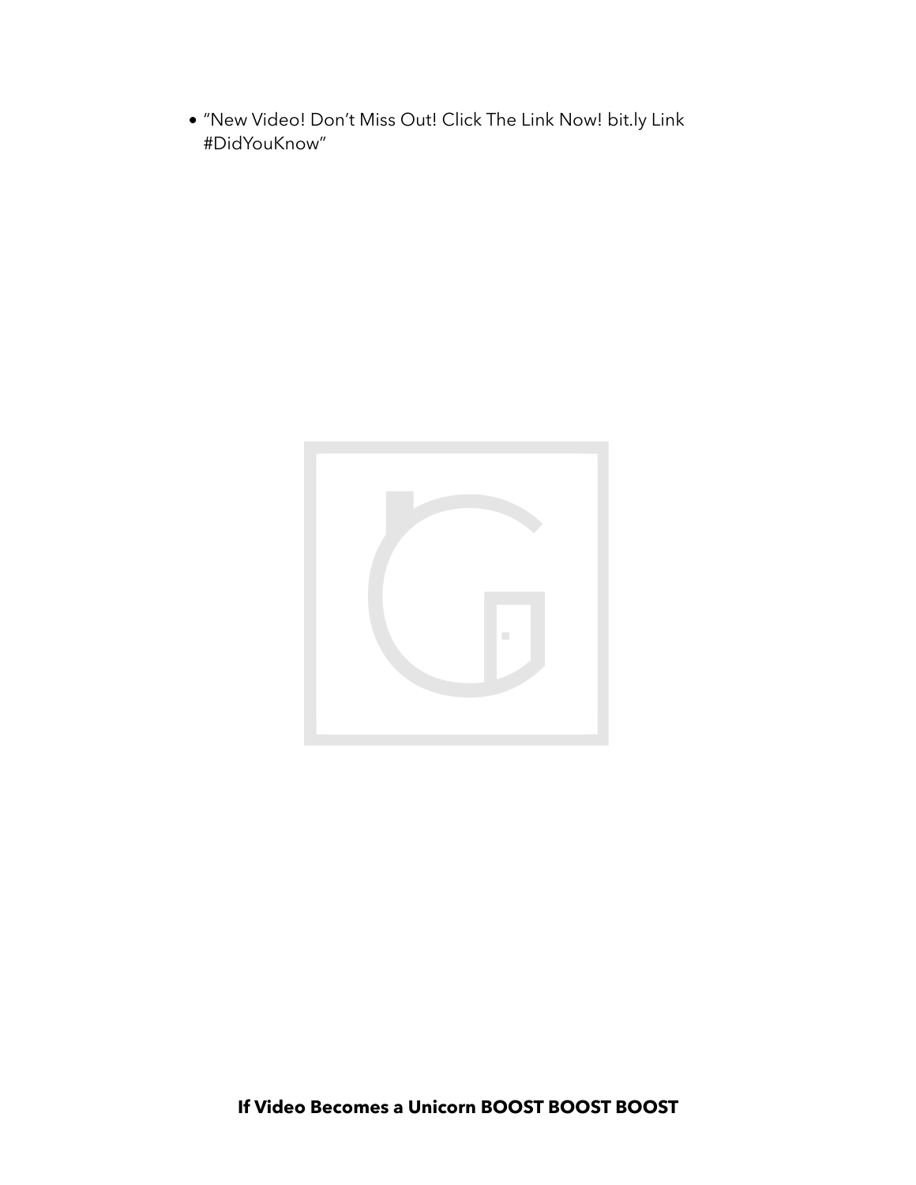- “New Video! Don’t Miss Out! Click The Link Now! bit.ly Link #DidYouKnow”

**If Video Becomes a Unicorn BOOST BOOST BOOST**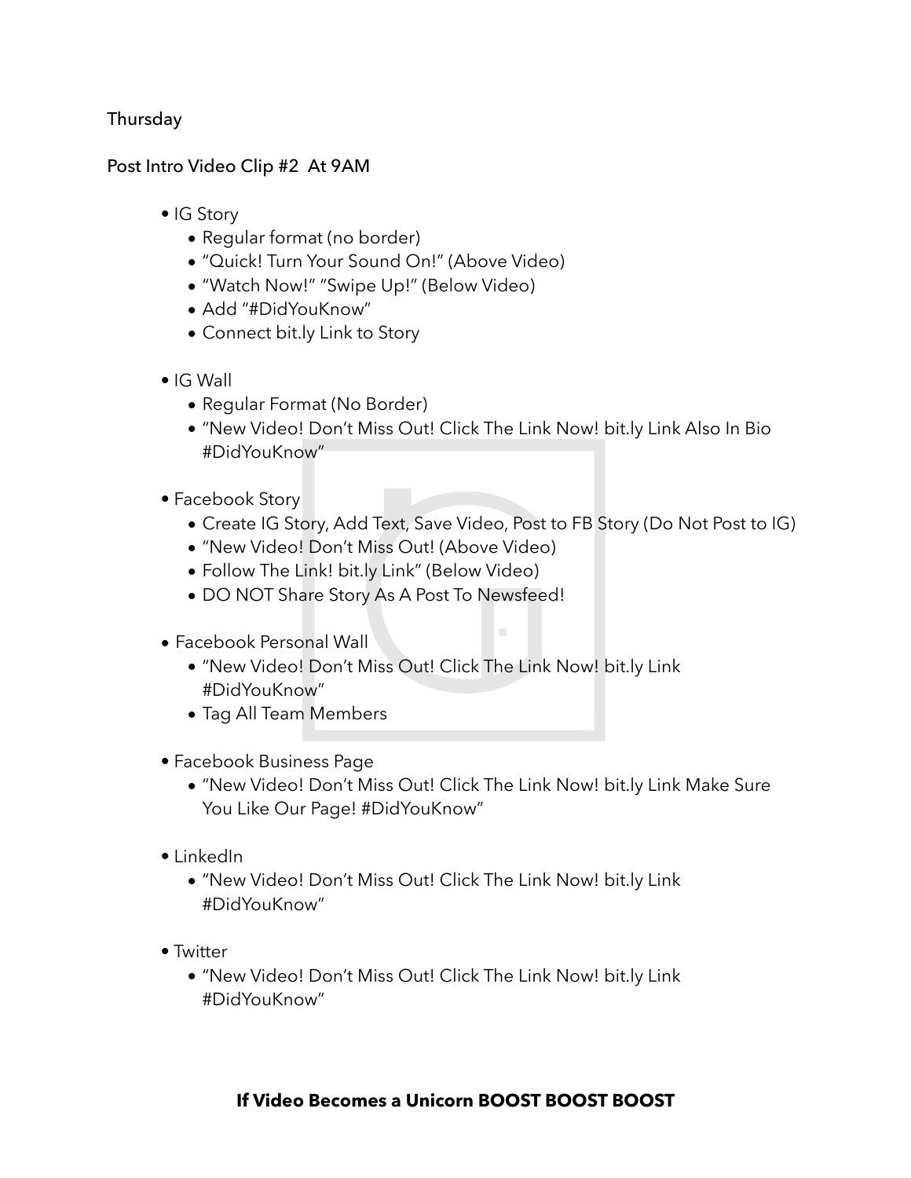Thursday

Post Intro Video Clip #2 At 9AM

- IG Story
  - Regular format (no border)
  - "Quick! Turn Your Sound On!" (Above Video)
  - "Watch Now!" "Swipe Up!" (Below Video)
  - Add "#DidYouKnow"
  - Connect bit.ly Link to Story

- IG Wall
  - Regular Format (No Border)
  - "New Video! Don't Miss Out! Click The Link Now! bit.ly Link Also In Bio #DidYouKnow"

- Facebook Story
  - Create IG Story, Add Text, Save Video, Post to FB Story (Do Not Post to IG)
  - "New Video! Don't Miss Out! (Above Video)
  - Follow The Link! bit.ly Link" (Below Video)
  - DO NOT Share Story As A Post To Newsfeed!

- Facebook Personal Wall
  - "New Video! Don't Miss Out! Click The Link Now! bit.ly Link #DidYouKnow"
  - Tag All Team Members

- Facebook Business Page
  - "New Video! Don't Miss Out! Click The Link Now! bit.ly Link Make Sure You Like Our Page! #DidYouKnow"

- LinkedIn
  - "New Video! Don't Miss Out! Click The Link Now! bit.ly Link #DidYouKnow"

- Twitter
  - "New Video! Don't Miss Out! Click The Link Now! bit.ly Link #DidYouKnow"

**If Video Becomes a Unicorn BOOST BOOST BOOST**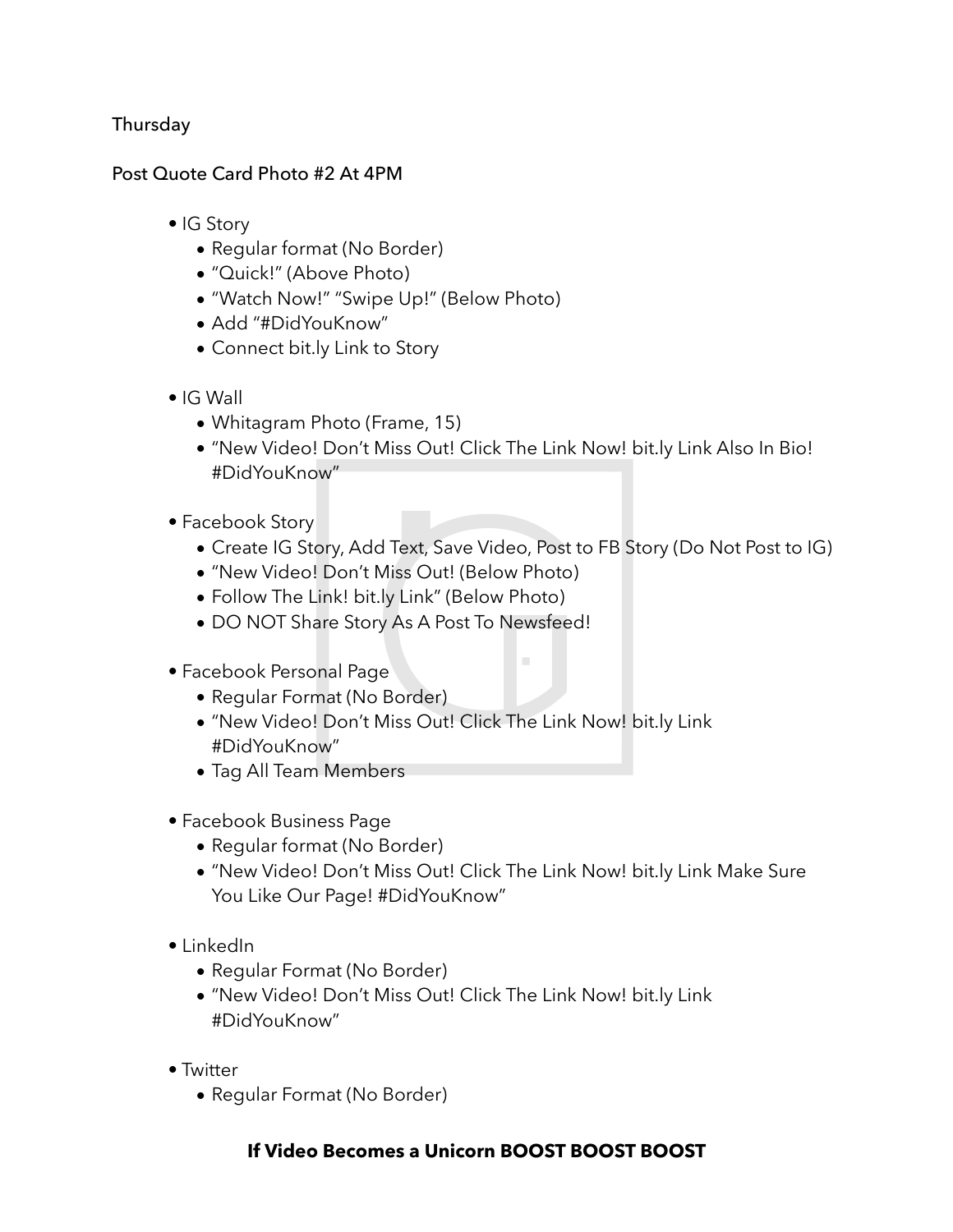Thursday

Post Quote Card Photo #2 At 4PM

- IG Story
  - Regular format (No Border)
  - "Quick!" (Above Photo)
  - "Watch Now!" "Swipe Up!" (Below Photo)
  - Add "#DidYouKnow"
  - Connect bit.ly Link to Story

- IG Wall
  - Whitagram Photo (Frame, 15)
  - "New Video! Don't Miss Out! Click The Link Now! bit.ly Link Also In Bio! #DidYouKnow"

- Facebook Story
  - Create IG Story, Add Text, Save Video, Post to FB Story (Do Not Post to IG)
  - "New Video! Don't Miss Out! (Below Photo)
  - Follow The Link! bit.ly Link" (Below Photo)
  - DO NOT Share Story As A Post To Newsfeed!

- Facebook Personal Page
  - Regular Format (No Border)
  - "New Video! Don't Miss Out! Click The Link Now! bit.ly Link #DidYouKnow"
  - Tag All Team Members

- Facebook Business Page
  - Regular format (No Border)
  - "New Video! Don't Miss Out! Click The Link Now! bit.ly Link Make Sure You Like Our Page! #DidYouKnow"

- LinkedIn
  - Regular Format (No Border)
  - "New Video! Don't Miss Out! Click The Link Now! bit.ly Link #DidYouKnow"

- Twitter
  - Regular Format (No Border)

**If Video Becomes a Unicorn BOOST BOOST BOOST**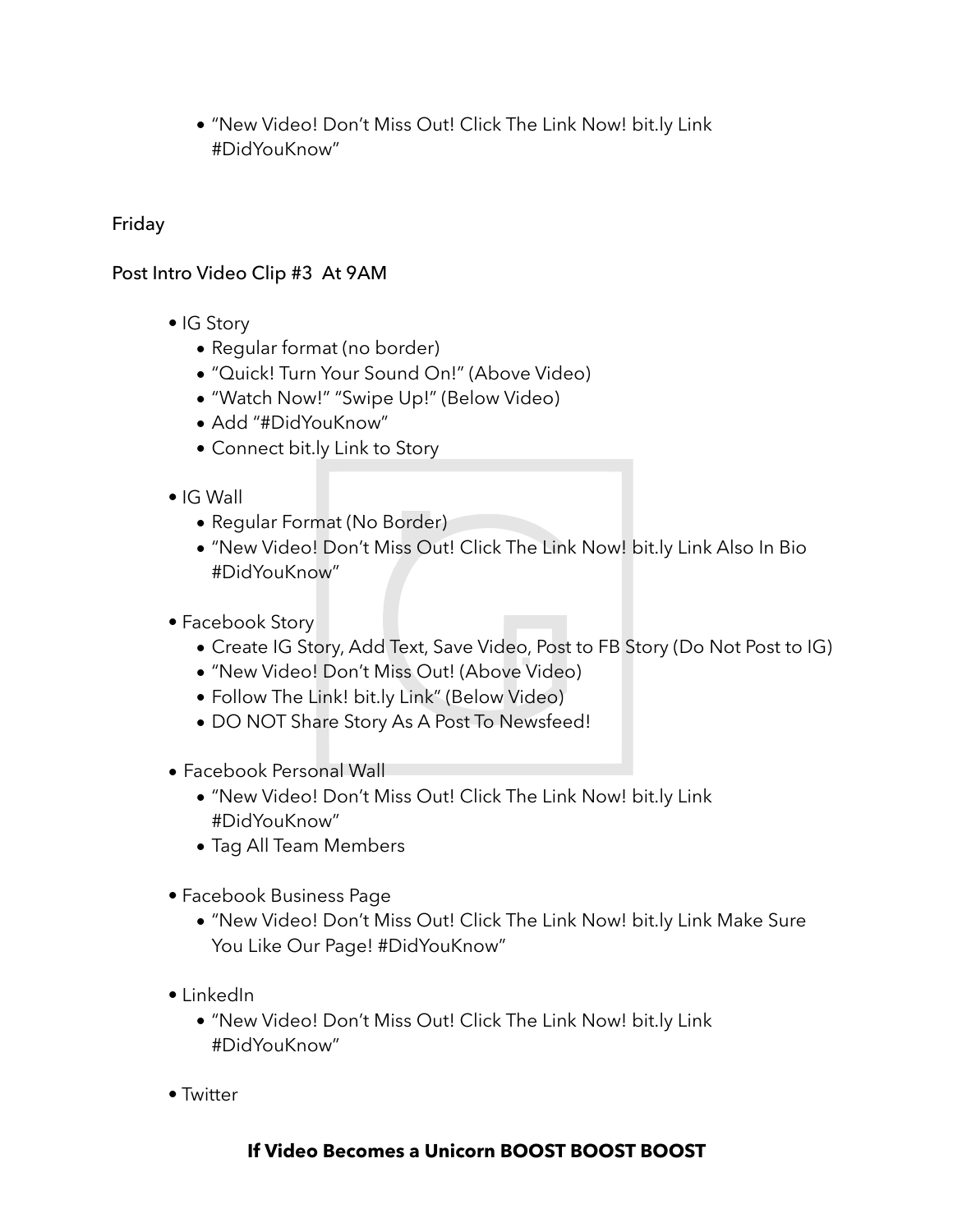- "New Video! Don't Miss Out! Click The Link Now! bit.ly Link #DidYouKnow"

Friday

Post Intro Video Clip #3 At 9AM

- IG Story
  - Regular format (no border)
  - "Quick! Turn Your Sound On!" (Above Video)
  - "Watch Now!" "Swipe Up!" (Below Video)
  - Add "#DidYouKnow"
  - Connect bit.ly Link to Story
- IG Wall
  - Regular Format (No Border)
  - "New Video! Don't Miss Out! Click The Link Now! bit.ly Link Also In Bio #DidYouKnow"
- Facebook Story
  - Create IG Story, Add Text, Save Video, Post to FB Story (Do Not Post to IG)
  - "New Video! Don't Miss Out! (Above Video)
  - Follow The Link! bit.ly Link" (Below Video)
  - DO NOT Share Story As A Post To Newsfeed!
- Facebook Personal Wall
  - "New Video! Don't Miss Out! Click The Link Now! bit.ly Link #DidYouKnow"
  - Tag All Team Members
- Facebook Business Page
  - "New Video! Don't Miss Out! Click The Link Now! bit.ly Link Make Sure You Like Our Page! #DidYouKnow"
- LinkedIn
  - "New Video! Don't Miss Out! Click The Link Now! bit.ly Link #DidYouKnow"
- Twitter

**If Video Becomes a Unicorn BOOST BOOST BOOST**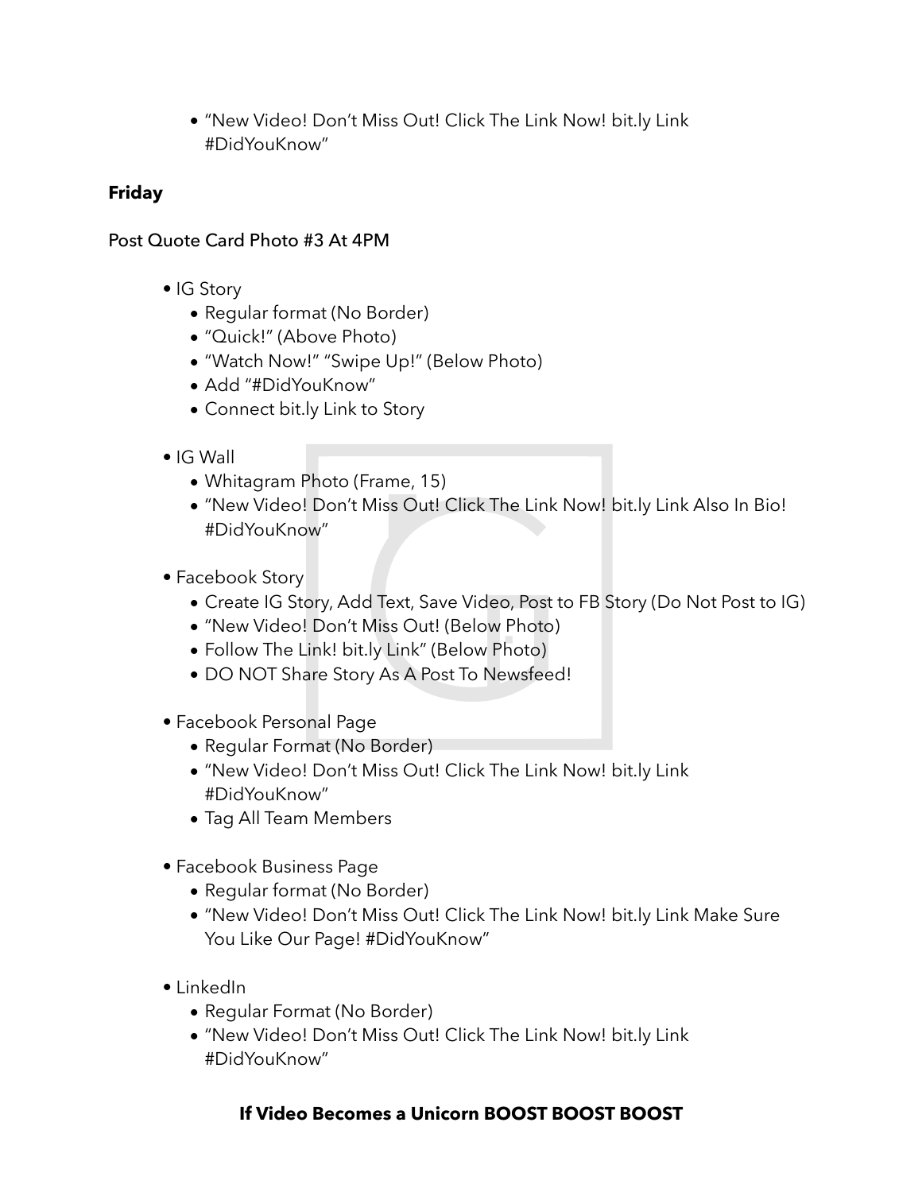- "New Video! Don't Miss Out! Click The Link Now! bit.ly Link #DidYouKnow"

**Friday**

Post Quote Card Photo #3 At 4PM

- IG Story
  - Regular format (No Border)
  - "Quick!" (Above Photo)
  - "Watch Now!" "Swipe Up!" (Below Photo)
  - Add "#DidYouKnow"
  - Connect bit.ly Link to Story

- IG Wall
  - Whitagram Photo (Frame, 15)
  - "New Video! Don't Miss Out! Click The Link Now! bit.ly Link Also In Bio! #DidYouKnow"

- Facebook Story
  - Create IG Story, Add Text, Save Video, Post to FB Story (Do Not Post to IG)
  - "New Video! Don't Miss Out! (Below Photo)
  - Follow The Link! bit.ly Link" (Below Photo)
  - DO NOT Share Story As A Post To Newsfeed!

- Facebook Personal Page
  - Regular Format (No Border)
  - "New Video! Don't Miss Out! Click The Link Now! bit.ly Link #DidYouKnow"
  - Tag All Team Members

- Facebook Business Page
  - Regular format (No Border)
  - "New Video! Don't Miss Out! Click The Link Now! bit.ly Link Make Sure You Like Our Page! #DidYouKnow"

- LinkedIn
  - Regular Format (No Border)
  - "New Video! Don't Miss Out! Click The Link Now! bit.ly Link #DidYouKnow"

**If Video Becomes a Unicorn BOOST BOOST BOOST**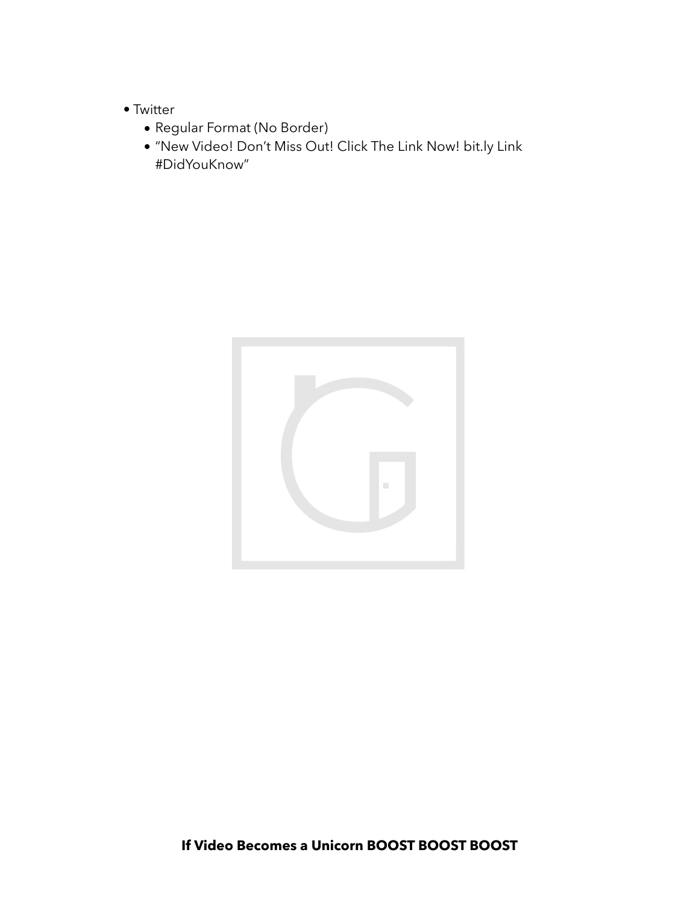- Twitter
  - Regular Format (No Border)
  - “New Video! Don’t Miss Out! Click The Link Now! bit.ly Link #DidYouKnow”

**If Video Becomes a Unicorn BOOST BOOST BOOST**